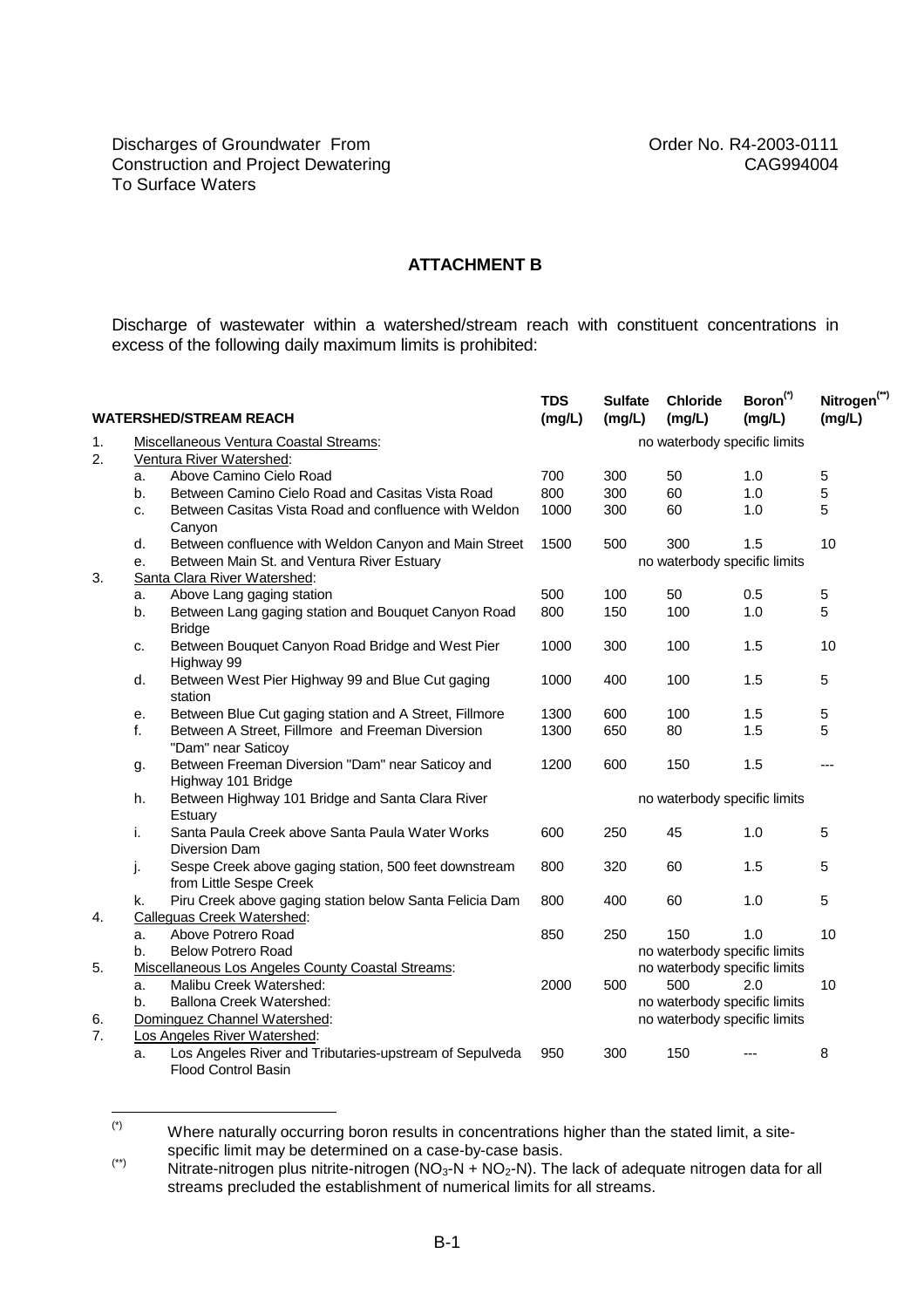Discharges of Groundwater From Construction and Project Dewatering To Surface Waters

Order No. R4-2003-0111
CAG994004

## ATTACHMENT B

Discharge of wastewater within a watershed/stream reach with constituent concentrations in excess of the following daily maximum limits is prohibited:

| WATERSHED/STREAM REACH | TDS (mg/L) | Sulfate (mg/L) | Chloride (mg/L) | Boron[(*)] (mg/L) | Nitrogen[(**)] (mg/L) |
|---|---|---|---|---|---|
| 1. Miscellaneous Ventura Coastal Streams: | no waterbody specific limits | | | | |
| 2. Ventura River Watershed: | | | | | |
| a. Above Camino Cielo Road | 700 | 300 | 50 | 1.0 | 5 |
| b. Between Camino Cielo Road and Casitas Vista Road | 800 | 300 | 60 | 1.0 | 5 |
| c. Between Casitas Vista Road and confluence with Weldon Canyon | 1000 | 300 | 60 | 1.0 | 5 |
| d. Between confluence with Weldon Canyon and Main Street | 1500 | 500 | 300 | 1.5 | 10 |
| e. Between Main St. and Ventura River Estuary | no waterbody specific limits | | | | |
| 3. Santa Clara River Watershed: | | | | | |
| a. Above Lang gaging station | 500 | 100 | 50 | 0.5 | 5 |
| b. Between Lang gaging station and Bouquet Canyon Road Bridge | 800 | 150 | 100 | 1.0 | 5 |
| c. Between Bouquet Canyon Road Bridge and West Pier Highway 99 | 1000 | 300 | 100 | 1.5 | 10 |
| d. Between West Pier Highway 99 and Blue Cut gaging station | 1000 | 400 | 100 | 1.5 | 5 |
| e. Between Blue Cut gaging station and A Street, Fillmore | 1300 | 600 | 100 | 1.5 | 5 |
| f. Between A Street, Fillmore and Freeman Diversion "Dam" near Saticoy | 1300 | 650 | 80 | 1.5 | 5 |
| g. Between Freeman Diversion "Dam" near Saticoy and Highway 101 Bridge | 1200 | 600 | 150 | 1.5 | --- |
| h. Between Highway 101 Bridge and Santa Clara River Estuary | no waterbody specific limits | | | | |
| i. Santa Paula Creek above Santa Paula Water Works Diversion Dam | 600 | 250 | 45 | 1.0 | 5 |
| j. Sespe Creek above gaging station, 500 feet downstream from Little Sespe Creek | 800 | 320 | 60 | 1.5 | 5 |
| k. Piru Creek above gaging station below Santa Felicia Dam | 800 | 400 | 60 | 1.0 | 5 |
| 4. Calleguas Creek Watershed: | | | | | |
| a. Above Potrero Road | 850 | 250 | 150 | 1.0 | 10 |
| b. Below Potrero Road | no waterbody specific limits | | | | |
| 5. Miscellaneous Los Angeles County Coastal Streams: | no waterbody specific limits | | | | |
| a. Malibu Creek Watershed: | 2000 | 500 | 500 | 2.0 | 10 |
| b. Ballona Creek Watershed: | no waterbody specific limits | | | | |
| 6. Dominguez Channel Watershed: | no waterbody specific limits | | | | |
| 7. Los Angeles River Watershed: | | | | | |
| a. Los Angeles River and Tributaries-upstream of Sepulveda Flood Control Basin | 950 | 300 | 150 | --- | 8 |

(*) Where naturally occurring boron results in concentrations higher than the stated limit, a site-specific limit may be determined on a case-by-case basis.

(**) Nitrate-nitrogen plus nitrite-nitrogen ($NO_3$-N + $NO_2$-N). The lack of adequate nitrogen data for all streams precluded the establishment of numerical limits for all streams.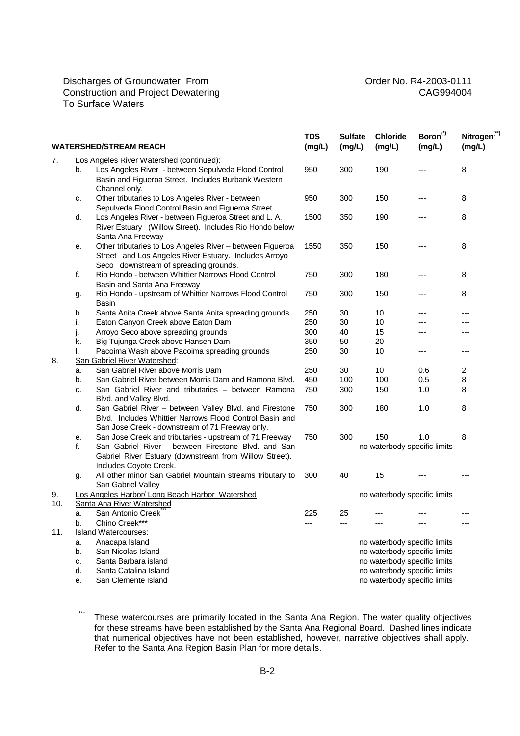| WATERSHED/STREAM REACH | | | TDS (mg/L) | Sulfate (mg/L) | Chloride (mg/L) | Boron[*] (mg/L) | Nitrogen[**] (mg/L) |
|---|---|---|---|---|---|---|---|
| 7. | Los Angeles River Watershed (continued): | | | | | | |
| | b. | Los Angeles River - between Sepulveda Flood Control Basin and Figueroa Street. Includes Burbank Western Channel only. | 950 | 300 | 190 | --- | 8 |
| | c. | Other tributaries to Los Angeles River - between Sepulveda Flood Control Basin and Figueroa Street | 950 | 300 | 150 | --- | 8 |
| | d. | Los Angeles River - between Figueroa Street and L. A. River Estuary (Willow Street). Includes Rio Hondo below Santa Ana Freeway | 1500 | 350 | 190 | --- | 8 |
| | e. | Other tributaries to Los Angeles River – between Figueroa Street and Los Angeles River Estuary. Includes Arroyo Seco downstream of spreading grounds. | 1550 | 350 | 150 | --- | 8 |
| | f. | Rio Hondo - between Whittier Narrows Flood Control Basin and Santa Ana Freeway | 750 | 300 | 180 | --- | 8 |
| | g. | Rio Hondo - upstream of Whittier Narrows Flood Control Basin | 750 | 300 | 150 | --- | 8 |
| | h. | Santa Anita Creek above Santa Anita spreading grounds | 250 | 30 | 10 | --- | --- |
| | i. | Eaton Canyon Creek above Eaton Dam | 250 | 30 | 10 | --- | --- |
| | j. | Arroyo Seco above spreading grounds | 300 | 40 | 15 | --- | --- |
| | k. | Big Tujunga Creek above Hansen Dam | 350 | 50 | 20 | --- | --- |
| | l. | Pacoima Wash above Pacoima spreading grounds | 250 | 30 | 10 | --- | --- |
| 8. | San Gabriel River Watershed: | | | | | | |
| | a. | San Gabriel River above Morris Dam | 250 | 30 | 10 | 0.6 | 2 |
| | b. | San Gabriel River between Morris Dam and Ramona Blvd. | 450 | 100 | 100 | 0.5 | 8 |
| | c. | San Gabriel River and tributaries – between Ramona Blvd. and Valley Blvd. | 750 | 300 | 150 | 1.0 | 8 |
| | d. | San Gabriel River – between Valley Blvd. and Firestone Blvd. Includes Whittier Narrows Flood Control Basin and San Jose Creek - downstream of 71 Freeway only. | 750 | 300 | 180 | 1.0 | 8 |
| | e. | San Jose Creek and tributaries - upstream of 71 Freeway | 750 | 300 | 150 | 1.0 | 8 |
| | f. | San Gabriel River - between Firestone Blvd. and San Gabriel River Estuary (downstream from Willow Street). Includes Coyote Creek. | | | no waterbody specific limits | | |
| | g. | All other minor San Gabriel Mountain streams tributary to San Gabriel Valley | 300 | 40 | 15 | --- | --- |
| 9. | Los Angeles Harbor/ Long Beach Harbor Watershed | | | | no waterbody specific limits | | |
| 10. | Santa Ana River Watershed | | | | | | |
| | a. | San Antonio Creek*** | 225 | 25 | --- | --- | --- |
| | b. | Chino Creek*** | --- | --- | --- | --- | --- |
| 11. | Island Watercourses: | | | | | | |
| | a. | Anacapa Island | | | no waterbody specific limits | | |
| | b. | San Nicolas Island | | | no waterbody specific limits | | |
| | c. | Santa Barbara island | | | no waterbody specific limits | | |
| | d. | Santa Catalina Island | | | no waterbody specific limits | | |
| | e. | San Clemente Island | | | no waterbody specific limits | | |

*** These watercourses are primarily located in the Santa Ana Region. The water quality objectives for these streams have been established by the Santa Ana Regional Board. Dashed lines indicate that numerical objectives have not been established, however, narrative objectives shall apply. Refer to the Santa Ana Region Basin Plan for more details.